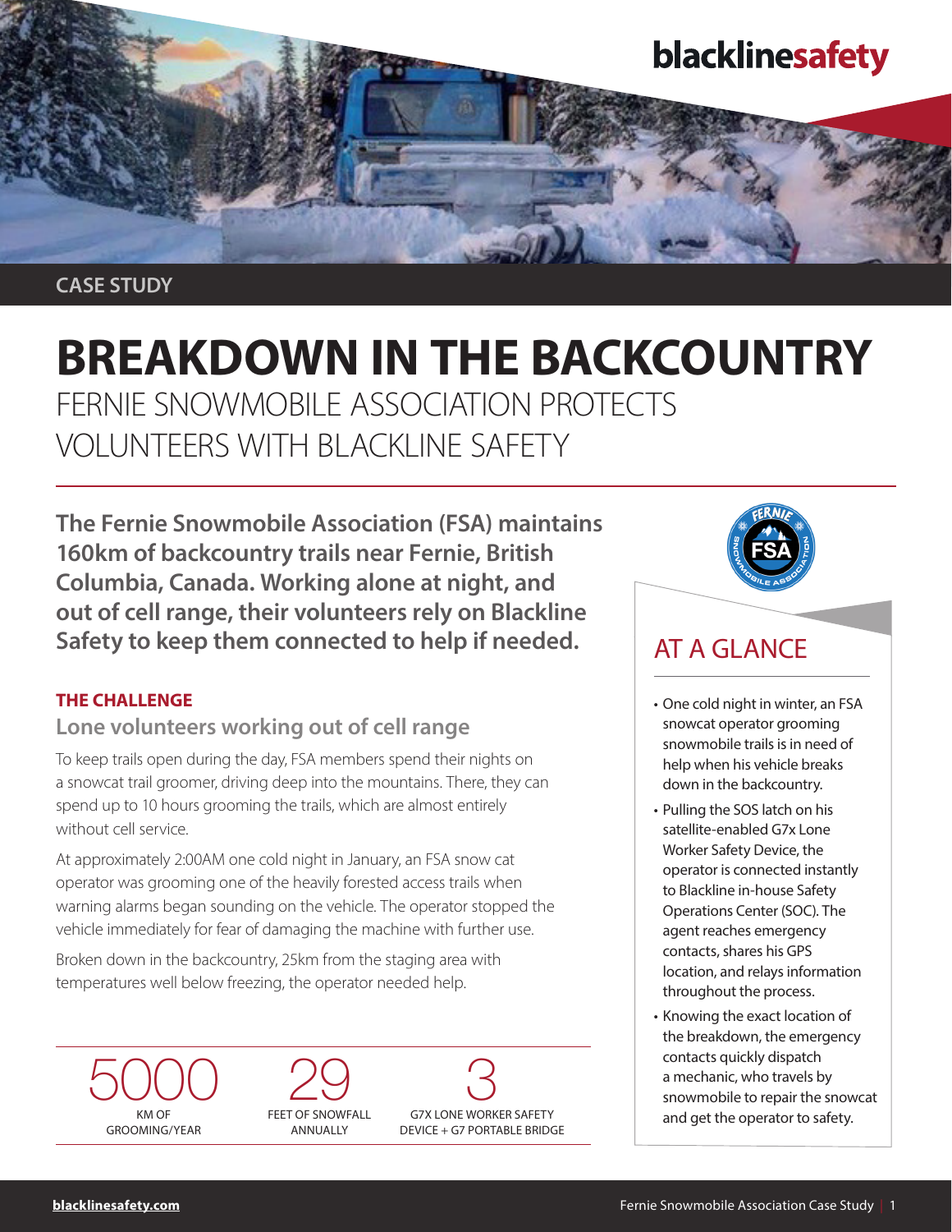blacklinesafety

CASE STUDY

# BREAKDOWN IN THE BACKCOUNTRY

## FERNIE SNOWMOBILE ASSOCIATION PROTECTS VOLUNTEERS WITH BLACKLINE SAFETY

**The Fernie Snowmobile Association (FSA) maintains 160km of backcountry trails near Fernie, British Columbia, Canada. Working alone at night, and out of cell range, their volunteers rely on Blackline Safety to keep them connected to help if needed.**

### THE CHALLENGE

#### Lone volunteers working out of cell range

To keep trails open during the day, FSA members spend their nights on a snowcat trail groomer, driving deep into the mountains. There, they can spend up to 10 hours grooming the trails, which are almost entirely without cell service.

At approximately 2:00AM one cold night in January, an FSA snow cat operator was grooming one of the heavily forested access trails when warning alarms began sounding on the vehicle. The operator stopped the vehicle immediately for fear of damaging the machine with further use.

Broken down in the backcountry, 25km from the staging area with temperatures well below freezing, the operator needed help.

| 5000 | 29 | 3 |
|---|---|---|
| KM OF GROOMING/YEAR | FEET OF SNOWFALL ANNUALLY | G7X LONE WORKER SAFETY DEVICE + G7 PORTABLE BRIDGE |

## AT A GLANCE

- One cold night in winter, an FSA snowcat operator grooming snowmobile trails is in need of help when his vehicle breaks down in the backcountry.
- Pulling the SOS latch on his satellite-enabled G7x Lone Worker Safety Device, the operator is connected instantly to Blackline in-house Safety Operations Center (SOC). The agent reaches emergency contacts, shares his GPS location, and relays information throughout the process.
- Knowing the exact location of the breakdown, the emergency contacts quickly dispatch a mechanic, who travels by snowmobile to repair the snowcat and get the operator to safety.

blacklinesafety.com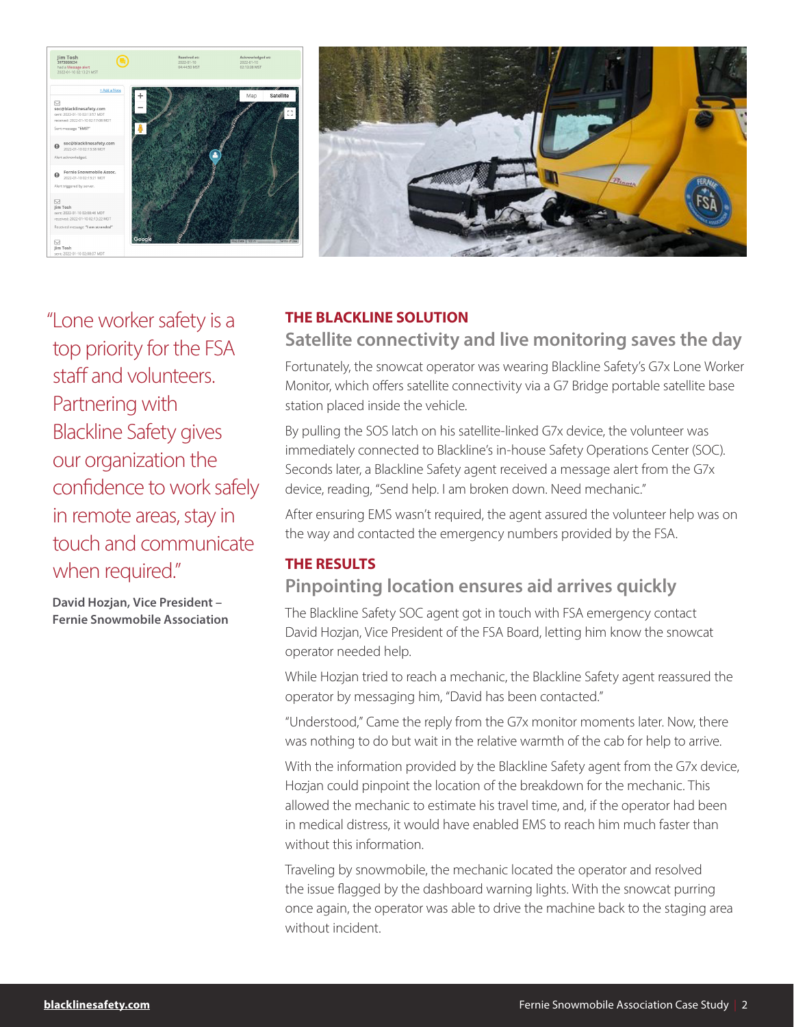"Lone worker safety is a top priority for the FSA staff and volunteers. Partnering with Blackline Safety gives our organization the confidence to work safely in remote areas, stay in touch and communicate when required."

**David Hozjan, Vice President – Fernie Snowmobile Association**

## THE BLACKLINE SOLUTION

### Satellite connectivity and live monitoring saves the day

Fortunately, the snowcat operator was wearing Blackline Safety's G7x Lone Worker Monitor, which offers satellite connectivity via a G7 Bridge portable satellite base station placed inside the vehicle.

By pulling the SOS latch on his satellite-linked G7x device, the volunteer was immediately connected to Blackline's in-house Safety Operations Center (SOC). Seconds later, a Blackline Safety agent received a message alert from the G7x device, reading, "Send help. I am broken down. Need mechanic."

After ensuring EMS wasn't required, the agent assured the volunteer help was on the way and contacted the emergency numbers provided by the FSA.

## THE RESULTS

### Pinpointing location ensures aid arrives quickly

The Blackline Safety SOC agent got in touch with FSA emergency contact David Hozjan, Vice President of the FSA Board, letting him know the snowcat operator needed help.

While Hozjan tried to reach a mechanic, the Blackline Safety agent reassured the operator by messaging him, "David has been contacted."

"Understood," Came the reply from the G7x monitor moments later. Now, there was nothing to do but wait in the relative warmth of the cab for help to arrive.

With the information provided by the Blackline Safety agent from the G7x device, Hozjan could pinpoint the location of the breakdown for the mechanic. This allowed the mechanic to estimate his travel time, and, if the operator had been in medical distress, it would have enabled EMS to reach him much faster than without this information.

Traveling by snowmobile, the mechanic located the operator and resolved the issue flagged by the dashboard warning lights. With the snowcat purring once again, the operator was able to drive the machine back to the staging area without incident.

**blacklinesafety.com**